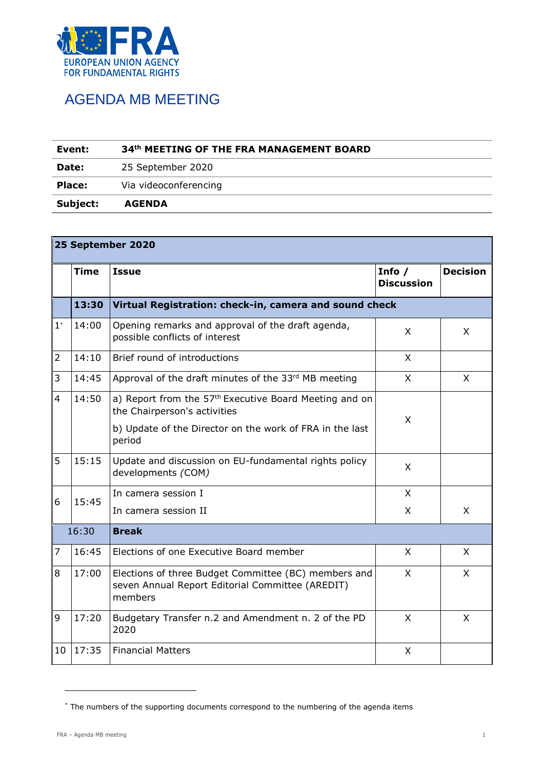EUROPEAN UNION AGENCY FOR FUNDAMENTAL RIGHTS

# AGENDA MB MEETING

| | |
|---|---|
| **Event:** | **34th MEETING OF THE FRA MANAGEMENT BOARD** |
| **Date:** | 25 September 2020 |
| **Place:** | Via videoconferencing |
| **Subject:** | **AGENDA** |

| **25 September 2020** | | | | |
|---|---|---|---|---|
| | **Time** | **Issue** | **Info / Discussion** | **Decision** |
| | **13:30** | **Virtual Registration: check-in, camera and sound check** | | |
| 1[*] | 14:00 | Opening remarks and approval of the draft agenda, possible conflicts of interest | X | X |
| 2 | 14:10 | Brief round of introductions | X | |
| 3 | 14:45 | Approval of the draft minutes of the 33rd MB meeting | X | X |
| 4 | 14:50 | a) Report from the 57th Executive Board Meeting and on the Chairperson's activities<br>b) Update of the Director on the work of FRA in the last period | X | |
| 5 | 15:15 | Update and discussion on EU-fundamental rights policy developments *(COM)* | X | |
| 6 | 15:45 | In camera session I<br>In camera session II | X<br>X | <br>X |
| 16:30 | | **Break** | | |
| 7 | 16:45 | Elections of one Executive Board member | X | X |
| 8 | 17:00 | Elections of three Budget Committee (BC) members and seven Annual Report Editorial Committee (AREDIT) members | X | X |
| 9 | 17:20 | Budgetary Transfer n.2 and Amendment n. 2 of the PD 2020 | X | X |
| 10 | 17:35 | Financial Matters | X | |

[*] The numbers of the supporting documents correspond to the numbering of the agenda items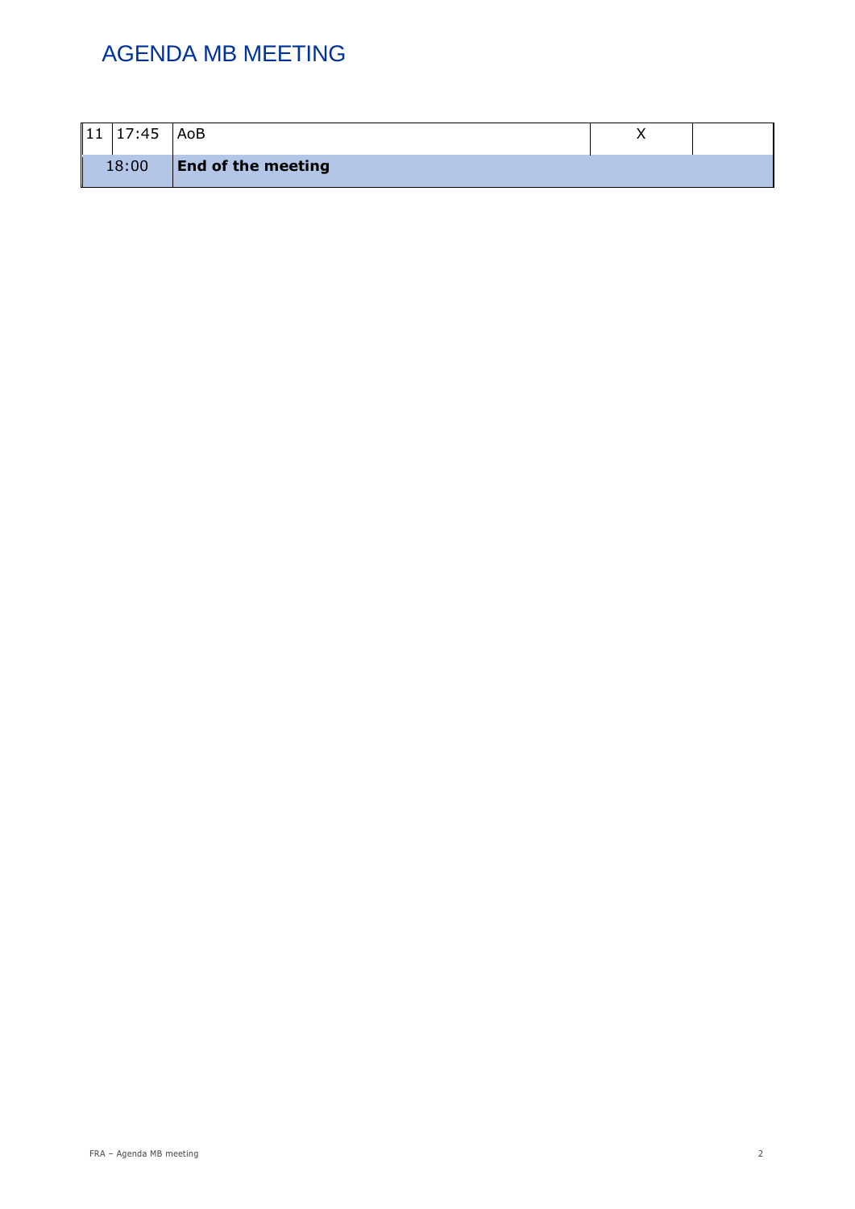# AGENDA MB MEETING

| | | | | |
|---|---|---|---|---|
| 11 | 17:45 | AoB | X | |
| | 18:00 | **End of the meeting** | | |